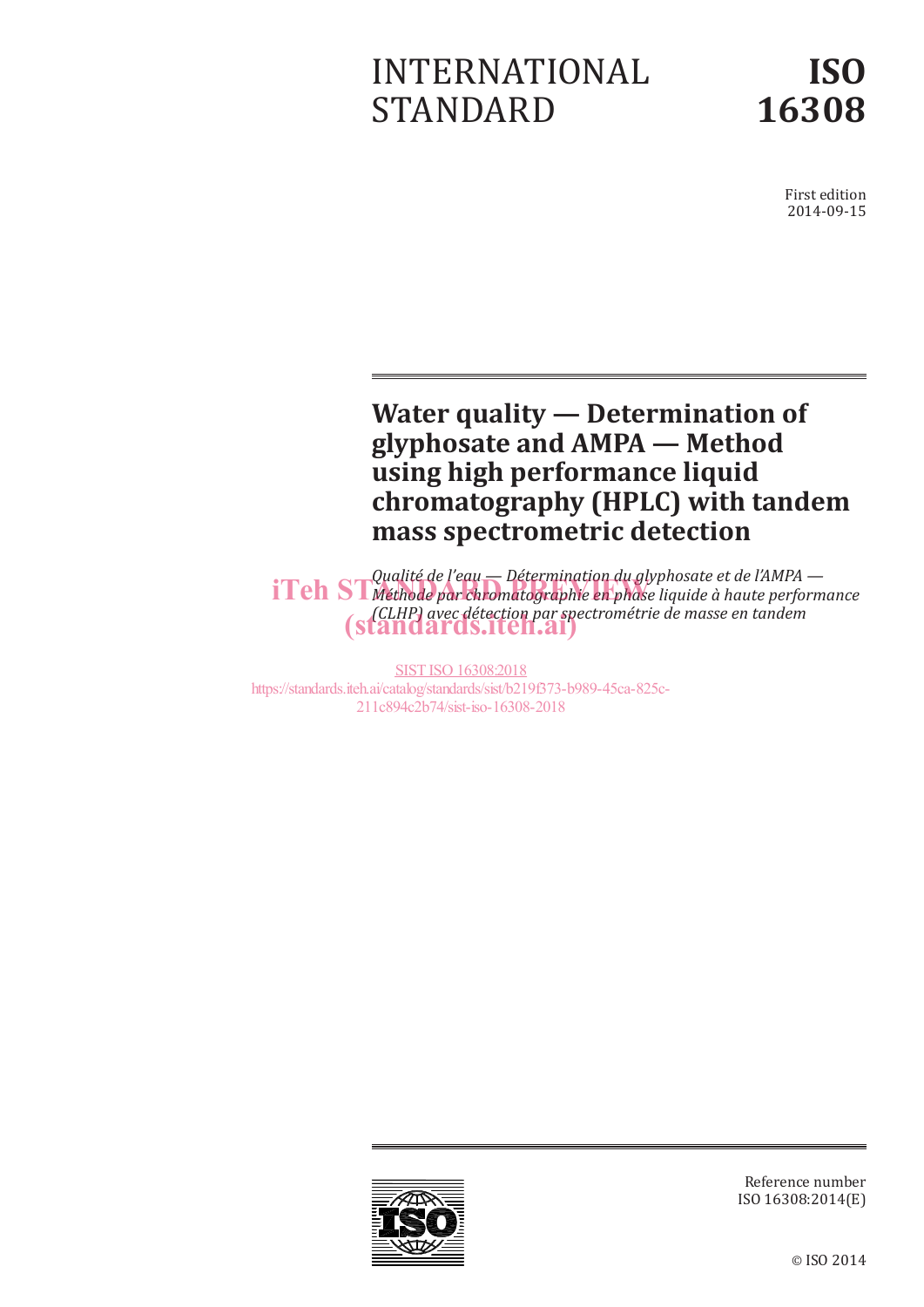# INTERNATIONAL STANDARD

# ISO 16308

First edition
2014-09-15

## Water quality — Determination of glyphosate and AMPA — Method using high performance liquid chromatography (HPLC) with tandem mass spectrometric detection

*Qualité de l'eau — Détermination du glyphosate et de l'AMPA — Méthode par chromatographie en phase liquide à haute performance (CLHP) avec détection par spectrométrie de masse en tandem*

iTeh STANDARD PREVIEW
(standards.iteh.ai)

SIST ISO 16308:2018
https://standards.iteh.ai/catalog/standards/sist/b219f373-b989-45ca-825c-211c894c2b74/sist-iso-16308-2018

Reference number
ISO 16308:2014(E)

© ISO 2014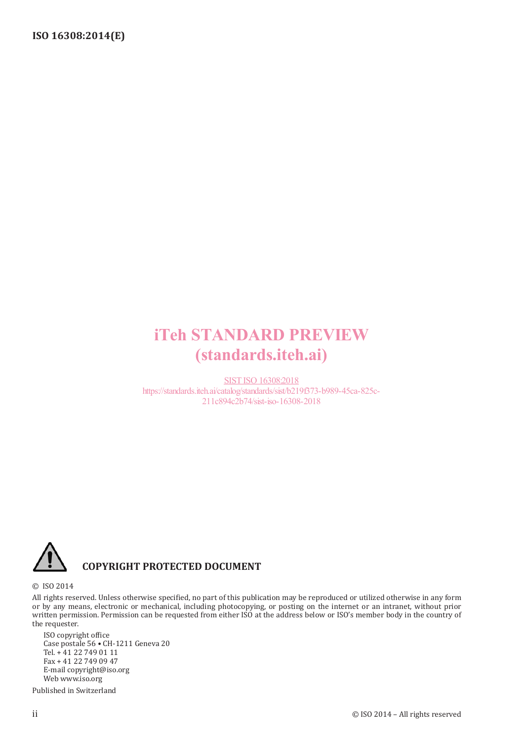iTeh STANDARD PREVIEW
(standards.iteh.ai)

SIST ISO 16308:2018
https://standards.iteh.ai/catalog/standards/sist/b219f373-b989-45ca-825c-211c894c2b74/sist-iso-16308-2018

**COPYRIGHT PROTECTED DOCUMENT**

© ISO 2014

All rights reserved. Unless otherwise specified, no part of this publication may be reproduced or utilized otherwise in any form or by any means, electronic or mechanical, including photocopying, or posting on the internet or an intranet, without prior written permission. Permission can be requested from either ISO at the address below or ISO's member body in the country of the requester.

ISO copyright office
Case postale 56 • CH-1211 Geneva 20
Tel. + 41 22 749 01 11
Fax + 41 22 749 09 47
E-mail copyright@iso.org
Web www.iso.org

Published in Switzerland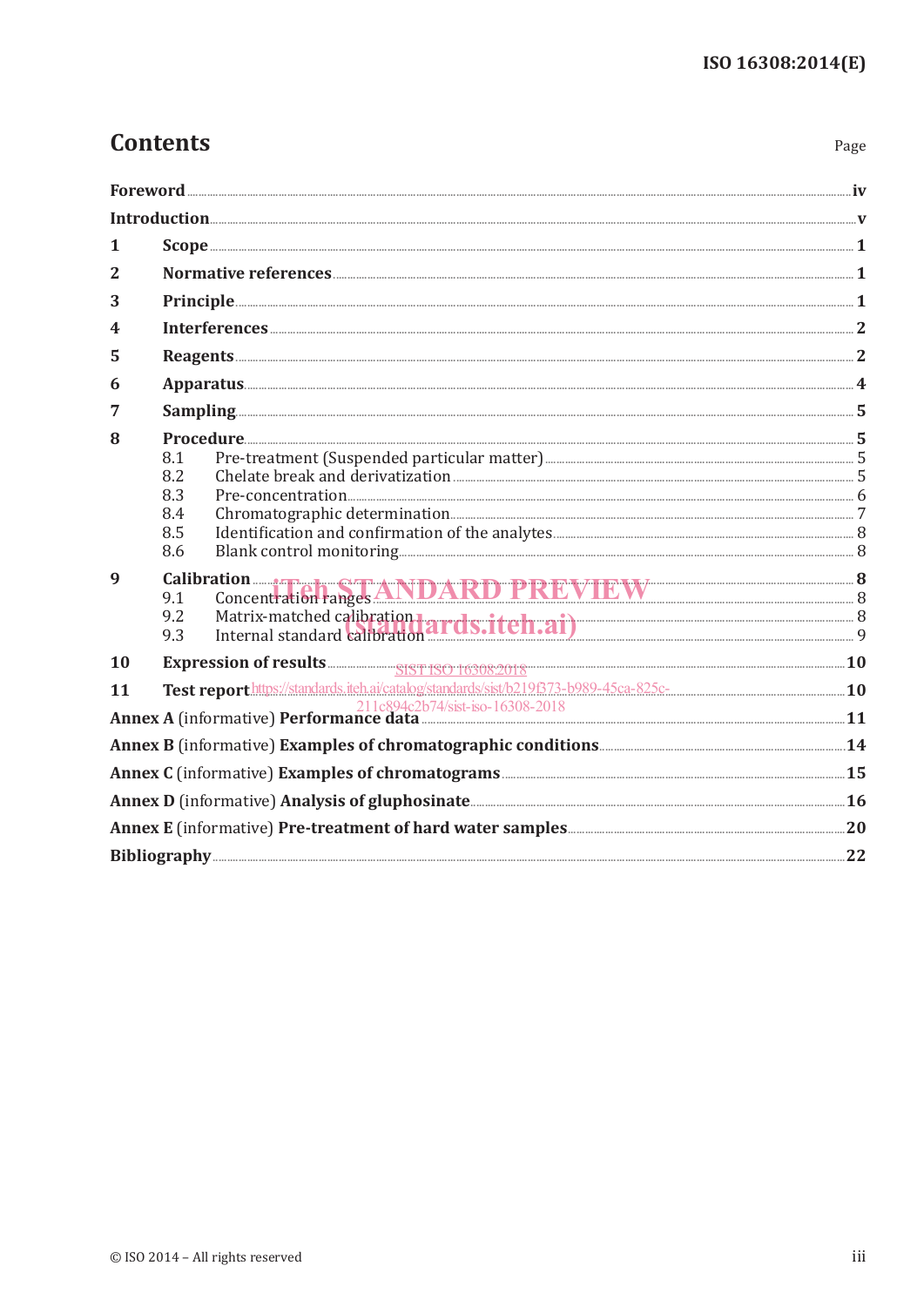# Contents

| | Page |
|---|---|
| **Foreword** | **iv** |
| **Introduction** | **v** |
| **1 Scope** | **1** |
| **2 Normative references** | **1** |
| **3 Principle** | **1** |
| **4 Interferences** | **2** |
| **5 Reagents** | **2** |
| **6 Apparatus** | **4** |
| **7 Sampling** | **5** |
| **8 Procedure** | **5** |
| 8.1 Pre-treatment (Suspended particular matter) | 5 |
| 8.2 Chelate break and derivatization | 5 |
| 8.3 Pre-concentration | 6 |
| 8.4 Chromatographic determination | 7 |
| 8.5 Identification and confirmation of the analytes | 8 |
| 8.6 Blank control monitoring | 8 |
| **9 Calibration** | **8** |
| 9.1 Concentration ranges | 8 |
| 9.2 Matrix-matched calibration | 8 |
| 9.3 Internal standard calibration | 9 |
| **10 Expression of results** | **10** |
| **11 Test report** | **10** |
| **Annex A** (informative) **Performance data** | **11** |
| **Annex B** (informative) **Examples of chromatographic conditions** | **14** |
| **Annex C** (informative) **Examples of chromatograms** | **15** |
| **Annex D** (informative) **Analysis of gluphosinate** | **16** |
| **Annex E** (informative) **Pre-treatment of hard water samples** | **20** |
| **Bibliography** | **22** |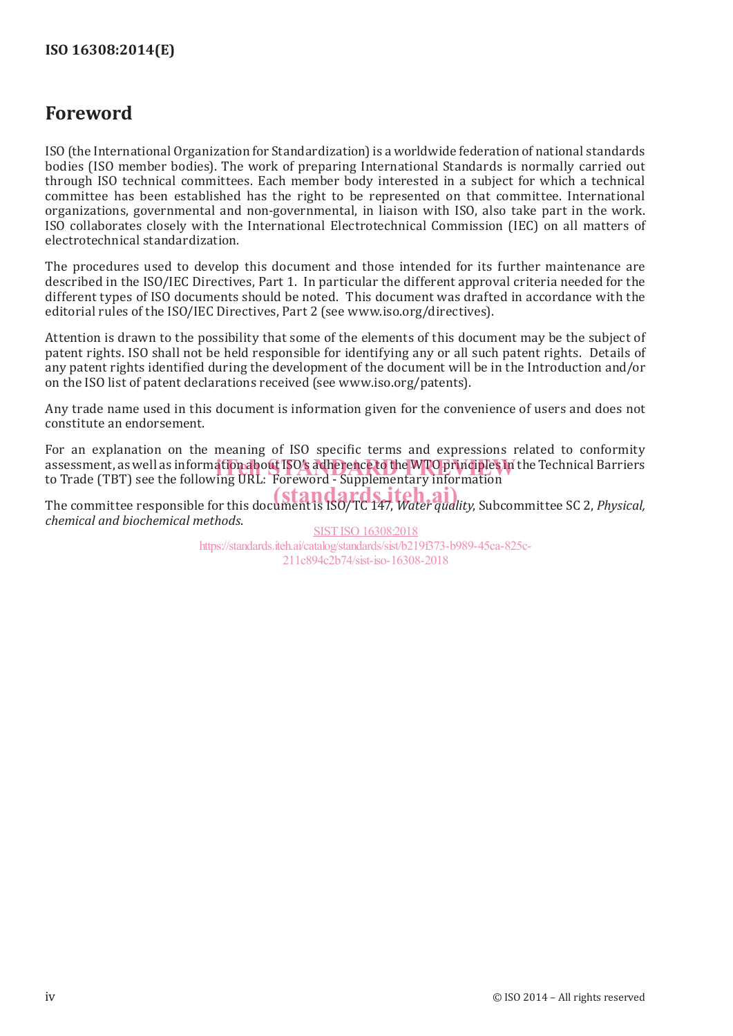# Foreword

ISO (the International Organization for Standardization) is a worldwide federation of national standards bodies (ISO member bodies). The work of preparing International Standards is normally carried out through ISO technical committees. Each member body interested in a subject for which a technical committee has been established has the right to be represented on that committee. International organizations, governmental and non-governmental, in liaison with ISO, also take part in the work. ISO collaborates closely with the International Electrotechnical Commission (IEC) on all matters of electrotechnical standardization.

The procedures used to develop this document and those intended for its further maintenance are described in the ISO/IEC Directives, Part 1. In particular the different approval criteria needed for the different types of ISO documents should be noted. This document was drafted in accordance with the editorial rules of the ISO/IEC Directives, Part 2 (see www.iso.org/directives).

Attention is drawn to the possibility that some of the elements of this document may be the subject of patent rights. ISO shall not be held responsible for identifying any or all such patent rights. Details of any patent rights identified during the development of the document will be in the Introduction and/or on the ISO list of patent declarations received (see www.iso.org/patents).

Any trade name used in this document is information given for the convenience of users and does not constitute an endorsement.

For an explanation on the meaning of ISO specific terms and expressions related to conformity assessment, as well as information about ISO's adherence to the WTO principles in the Technical Barriers to Trade (TBT) see the following URL: Foreword - Supplementary information

The committee responsible for this document is ISO/TC 147, *Water quality*, Subcommittee SC 2, *Physical, chemical and biochemical methods*.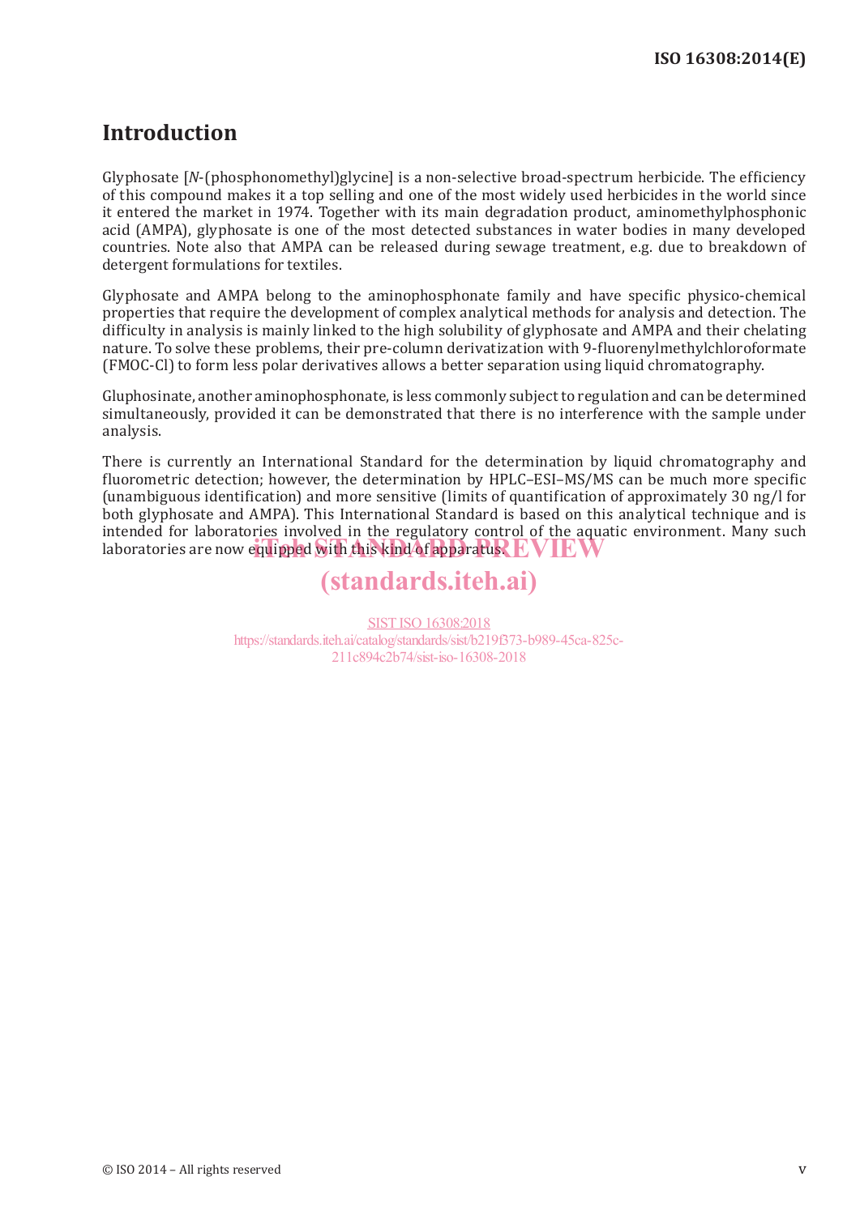# Introduction

Glyphosate [*N*-(phosphonomethyl)glycine] is a non-selective broad-spectrum herbicide. The efficiency of this compound makes it a top selling and one of the most widely used herbicides in the world since it entered the market in 1974. Together with its main degradation product, aminomethylphosphonic acid (AMPA), glyphosate is one of the most detected substances in water bodies in many developed countries. Note also that AMPA can be released during sewage treatment, e.g. due to breakdown of detergent formulations for textiles.

Glyphosate and AMPA belong to the aminophosphonate family and have specific physico-chemical properties that require the development of complex analytical methods for analysis and detection. The difficulty in analysis is mainly linked to the high solubility of glyphosate and AMPA and their chelating nature. To solve these problems, their pre-column derivatization with 9-fluorenylmethylchloroformate (FMOC-Cl) to form less polar derivatives allows a better separation using liquid chromatography.

Gluphosinate, another aminophosphonate, is less commonly subject to regulation and can be determined simultaneously, provided it can be demonstrated that there is no interference with the sample under analysis.

There is currently an International Standard for the determination by liquid chromatography and fluorometric detection; however, the determination by HPLC–ESI–MS/MS can be much more specific (unambiguous identification) and more sensitive (limits of quantification of approximately 30 ng/l for both glyphosate and AMPA). This International Standard is based on this analytical technique and is intended for laboratories involved in the regulatory control of the aquatic environment. Many such laboratories are now equipped with this kind of apparatus.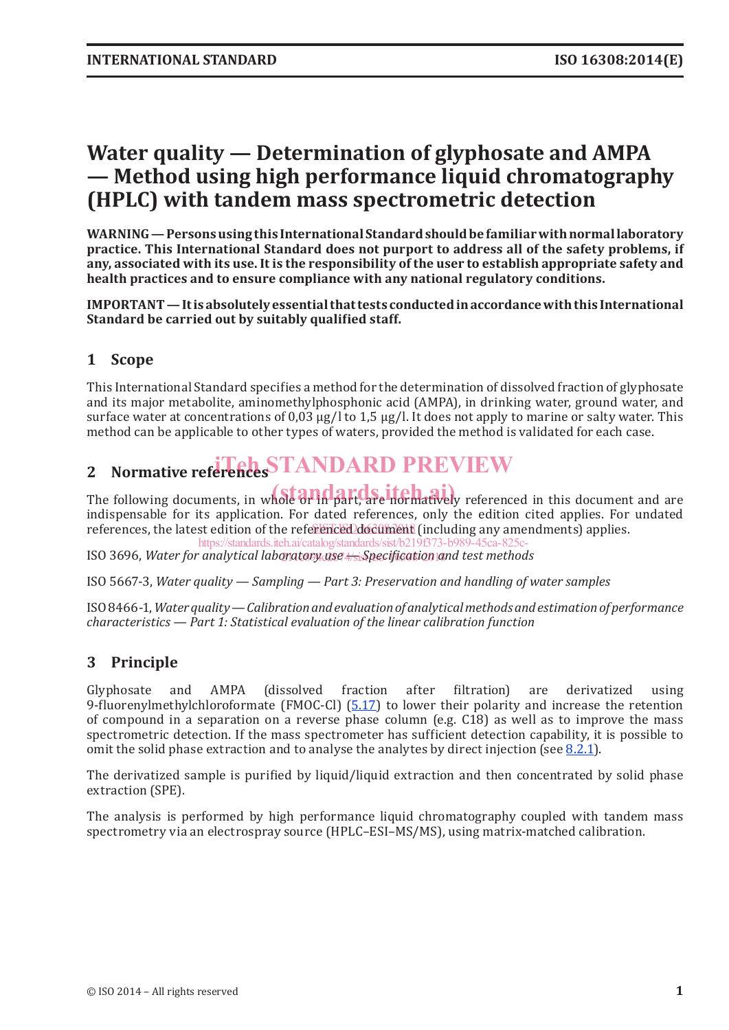# Water quality — Determination of glyphosate and AMPA — Method using high performance liquid chromatography (HPLC) with tandem mass spectrometric detection

**WARNING — Persons using this International Standard should be familiar with normal laboratory practice. This International Standard does not purport to address all of the safety problems, if any, associated with its use. It is the responsibility of the user to establish appropriate safety and health practices and to ensure compliance with any national regulatory conditions.**

**IMPORTANT — It is absolutely essential that tests conducted in accordance with this International Standard be carried out by suitably qualified staff.**

## 1 Scope

This International Standard specifies a method for the determination of dissolved fraction of glyphosate and its major metabolite, aminomethylphosphonic acid (AMPA), in drinking water, ground water, and surface water at concentrations of 0,03 µg/l to 1,5 µg/l. It does not apply to marine or salty water. This method can be applicable to other types of waters, provided the method is validated for each case.

## 2 Normative references

The following documents, in whole or in part, are normatively referenced in this document and are indispensable for its application. For dated references, only the edition cited applies. For undated references, the latest edition of the referenced document (including any amendments) applies.

ISO 3696, *Water for analytical laboratory use — Specification and test methods*

ISO 5667-3, *Water quality — Sampling — Part 3: Preservation and handling of water samples*

ISO 8466-1, *Water quality — Calibration and evaluation of analytical methods and estimation of performance characteristics — Part 1: Statistical evaluation of the linear calibration function*

## 3 Principle

Glyphosate and AMPA (dissolved fraction after filtration) are derivatized using 9-fluorenylmethylchloroformate (FMOC-Cl) (5.17) to lower their polarity and increase the retention of compound in a separation on a reverse phase column (e.g. C18) as well as to improve the mass spectrometric detection. If the mass spectrometer has sufficient detection capability, it is possible to omit the solid phase extraction and to analyse the analytes by direct injection (see 8.2.1).

The derivatized sample is purified by liquid/liquid extraction and then concentrated by solid phase extraction (SPE).

The analysis is performed by high performance liquid chromatography coupled with tandem mass spectrometry via an electrospray source (HPLC–ESI–MS/MS), using matrix-matched calibration.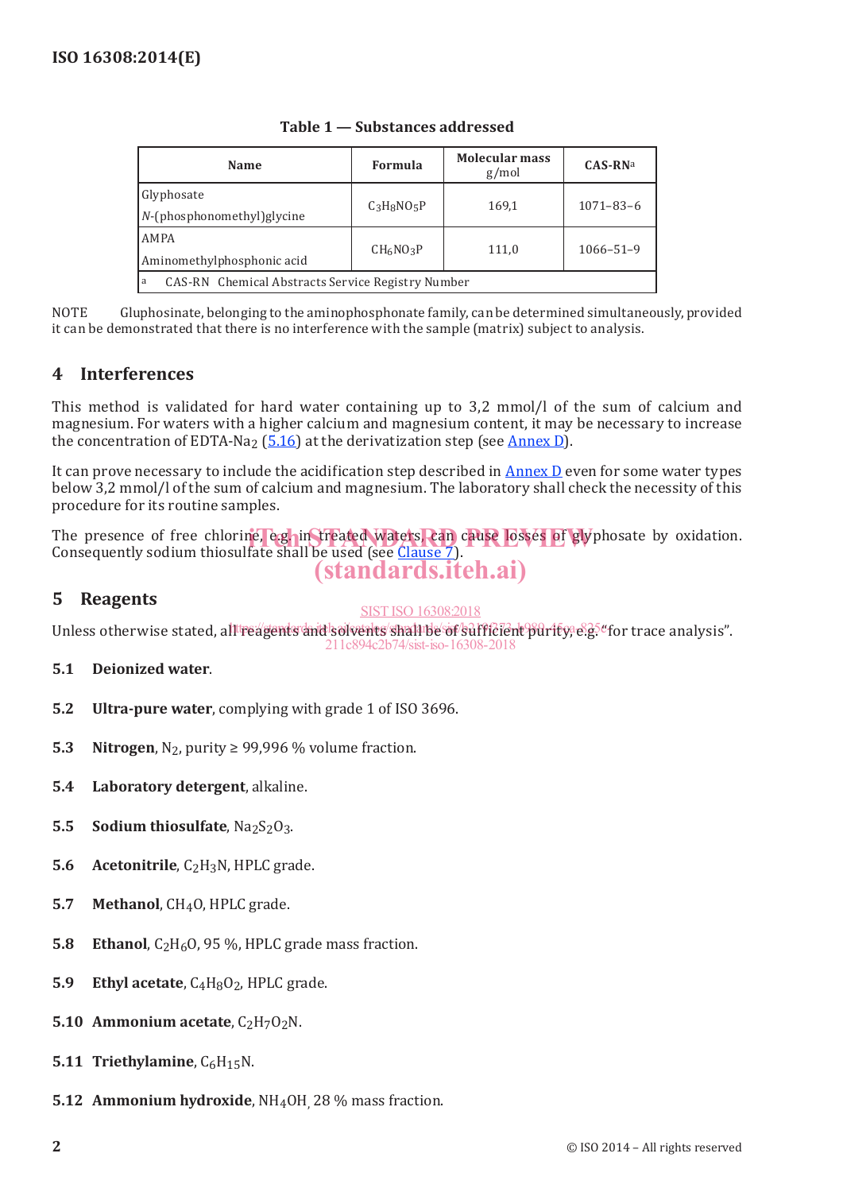**Table 1 — Substances addressed**

| Name | Formula | Molecular mass g/mol | CAS-RN[a] |
|---|---|---|---|
| Glyphosate<br>*N*-(phosphonomethyl)glycine | $C_3H_8NO_5P$ | 169,1 | 1071–83–6 |
| AMPA<br>Aminomethylphosphonic acid | $CH_6NO_3P$ | 111,0 | 1066–51–9 |
| [a] CAS-RN Chemical Abstracts Service Registry Number | | | |

NOTE Gluphosinate, belonging to the aminophosphonate family, can be determined simultaneously, provided it can be demonstrated that there is no interference with the sample (matrix) subject to analysis.

## 4 Interferences

This method is validated for hard water containing up to 3,2 mmol/l of the sum of calcium and magnesium. For waters with a higher calcium and magnesium content, it may be necessary to increase the concentration of EDTA-$Na_2$ (5.16) at the derivatization step (see Annex D).

It can prove necessary to include the acidification step described in Annex D even for some water types below 3,2 mmol/l of the sum of calcium and magnesium. The laboratory shall check the necessity of this procedure for its routine samples.

The presence of free chlorine, e.g. in treated waters, can cause losses of glyphosate by oxidation. Consequently sodium thiosulfate shall be used (see Clause 7).

## 5 Reagents

Unless otherwise stated, all reagents and solvents shall be of sufficient purity, e.g. "for trace analysis".

**5.1 Deionized water**.

**5.2 Ultra-pure water**, complying with grade 1 of ISO 3696.

**5.3 Nitrogen**, $N_2$, purity ≥ 99,996 % volume fraction.

**5.4 Laboratory detergent**, alkaline.

**5.5 Sodium thiosulfate**, $Na_2S_2O_3$.

**5.6 Acetonitrile**, $C_2H_3N$, HPLC grade.

**5.7 Methanol**, $CH_4O$, HPLC grade.

**5.8 Ethanol**, $C_2H_6O$, 95 %, HPLC grade mass fraction.

**5.9 Ethyl acetate**, $C_4H_8O_2$, HPLC grade.

**5.10 Ammonium acetate**, $C_2H_7O_2N$.

**5.11 Triethylamine**, $C_6H_{15}N$.

**5.12 Ammonium hydroxide**, $NH_4OH$, 28 % mass fraction.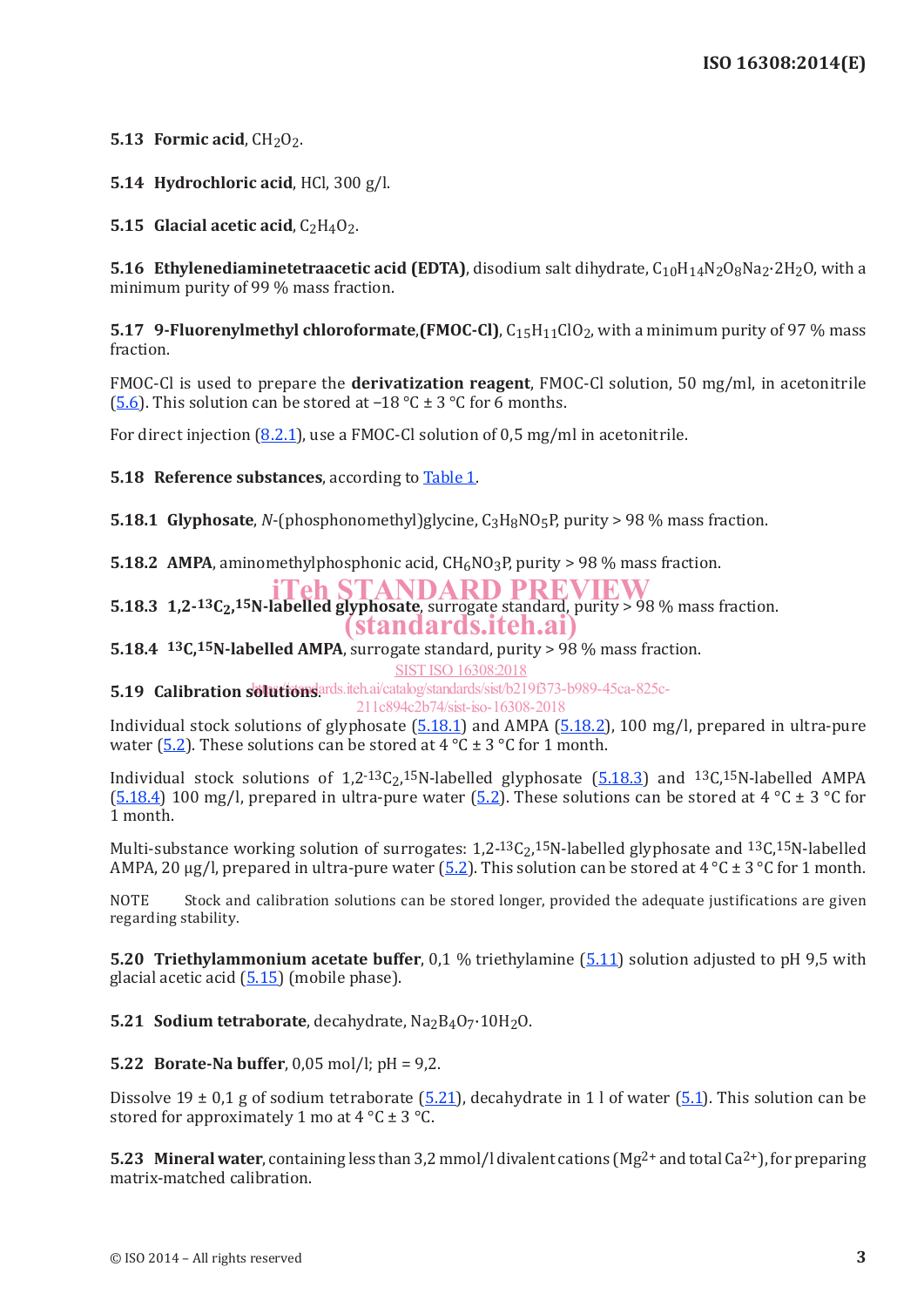**5.13 Formic acid**, $CH_2O_2$.

**5.14 Hydrochloric acid**, HCl, 300 g/l.

**5.15 Glacial acetic acid**, $C_2H_4O_2$.

**5.16 Ethylenediaminetetraacetic acid (EDTA)**, disodium salt dihydrate, $C_{10}H_{14}N_2O_8Na_2 \cdot 2H_2O$, with a minimum purity of 99 % mass fraction.

**5.17 9-Fluorenylmethyl chloroformate,(FMOC-Cl)**, $C_{15}H_{11}ClO_2$, with a minimum purity of 97 % mass fraction.

FMOC-Cl is used to prepare the **derivatization reagent**, FMOC-Cl solution, 50 mg/ml, in acetonitrile (5.6). This solution can be stored at −18 °C ± 3 °C for 6 months.

For direct injection (8.2.1), use a FMOC-Cl solution of 0,5 mg/ml in acetonitrile.

**5.18 Reference substances**, according to Table 1.

**5.18.1 Glyphosate**, *N*-(phosphonomethyl)glycine, $C_3H_8NO_5P$, purity > 98 % mass fraction.

**5.18.2 AMPA**, aminomethylphosphonic acid, $CH_6NO_3P$, purity > 98 % mass fraction.

**5.18.3 1,2-$^{13}C_2$,$^{15}$N-labelled glyphosate**, surrogate standard, purity > 98 % mass fraction.

**5.18.4 $^{13}$C,$^{15}$N-labelled AMPA**, surrogate standard, purity > 98 % mass fraction.

**5.19 Calibration solutions**.

Individual stock solutions of glyphosate (5.18.1) and AMPA (5.18.2), 100 mg/l, prepared in ultra-pure water (5.2). These solutions can be stored at 4 °C ± 3 °C for 1 month.

Individual stock solutions of 1,2-$^{13}C_2$,$^{15}$N-labelled glyphosate (5.18.3) and $^{13}$C,$^{15}$N-labelled AMPA (5.18.4) 100 mg/l, prepared in ultra-pure water (5.2). These solutions can be stored at 4 °C ± 3 °C for 1 month.

Multi-substance working solution of surrogates: 1,2-$^{13}C_2$,$^{15}$N-labelled glyphosate and $^{13}$C,$^{15}$N-labelled AMPA, 20 µg/l, prepared in ultra-pure water (5.2). This solution can be stored at 4 °C ± 3 °C for 1 month.

NOTE Stock and calibration solutions can be stored longer, provided the adequate justifications are given regarding stability.

**5.20 Triethylammonium acetate buffer**, 0,1 % triethylamine (5.11) solution adjusted to pH 9,5 with glacial acetic acid (5.15) (mobile phase).

**5.21 Sodium tetraborate**, decahydrate, $Na_2B_4O_7 \cdot 10H_2O$.

**5.22 Borate-Na buffer**, 0,05 mol/l; pH = 9,2.

Dissolve 19 ± 0,1 g of sodium tetraborate (5.21), decahydrate in 1 l of water (5.1). This solution can be stored for approximately 1 mo at 4 °C ± 3 °C.

**5.23 Mineral water**, containing less than 3,2 mmol/l divalent cations ($Mg^{2+}$ and total $Ca^{2+}$), for preparing matrix-matched calibration.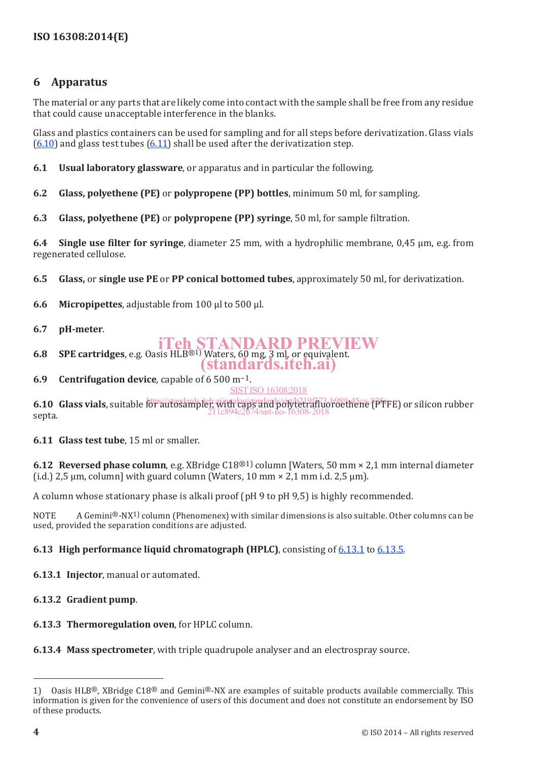## 6 Apparatus

The material or any parts that are likely come into contact with the sample shall be free from any residue that could cause unacceptable interference in the blanks.

Glass and plastics containers can be used for sampling and for all steps before derivatization. Glass vials (6.10) and glass test tubes (6.11) shall be used after the derivatization step.

**6.1 Usual laboratory glassware**, or apparatus and in particular the following.

**6.2 Glass, polyethene (PE)** or **polypropene (PP) bottles**, minimum 50 ml, for sampling.

**6.3 Glass, polyethene (PE)** or **polypropene (PP) syringe**, 50 ml, for sample filtration.

**6.4 Single use filter for syringe**, diameter 25 mm, with a hydrophilic membrane, 0,45 µm, e.g. from regenerated cellulose.

**6.5 Glass,** or **single use PE** or **PP conical bottomed tubes**, approximately 50 ml, for derivatization.

**6.6 Micropipettes**, adjustable from 100 µl to 500 µl.

**6.7 pH-meter**.

**6.8 SPE cartridges**, e.g. Oasis HLB®[1] Waters, 60 mg, 3 ml, or equivalent.

**6.9 Centrifugation device**, capable of 6 500 $m^{-1}$.

**6.10 Glass vials**, suitable for autosampler, with caps and polytetrafluoroethene (PTFE) or silicon rubber septa.

**6.11 Glass test tube**, 15 ml or smaller.

**6.12 Reversed phase column**, e.g. XBridge C18®[1] column [Waters, 50 mm × 2,1 mm internal diameter (i.d.) 2,5 µm, column] with guard column (Waters, 10 mm × 2,1 mm i.d. 2,5 µm).

A column whose stationary phase is alkali proof (pH 9 to pH 9,5) is highly recommended.

NOTE A Gemini®-NX[1] column (Phenomenex) with similar dimensions is also suitable. Other columns can be used, provided the separation conditions are adjusted.

**6.13 High performance liquid chromatograph (HPLC)**, consisting of 6.13.1 to 6.13.5.

**6.13.1 Injector**, manual or automated.

**6.13.2 Gradient pump**.

**6.13.3 Thermoregulation oven**, for HPLC column.

**6.13.4 Mass spectrometer**, with triple quadrupole analyser and an electrospray source.

---

1) Oasis HLB®, XBridge C18® and Gemini®-NX are examples of suitable products available commercially. This information is given for the convenience of users of this document and does not constitute an endorsement by ISO of these products.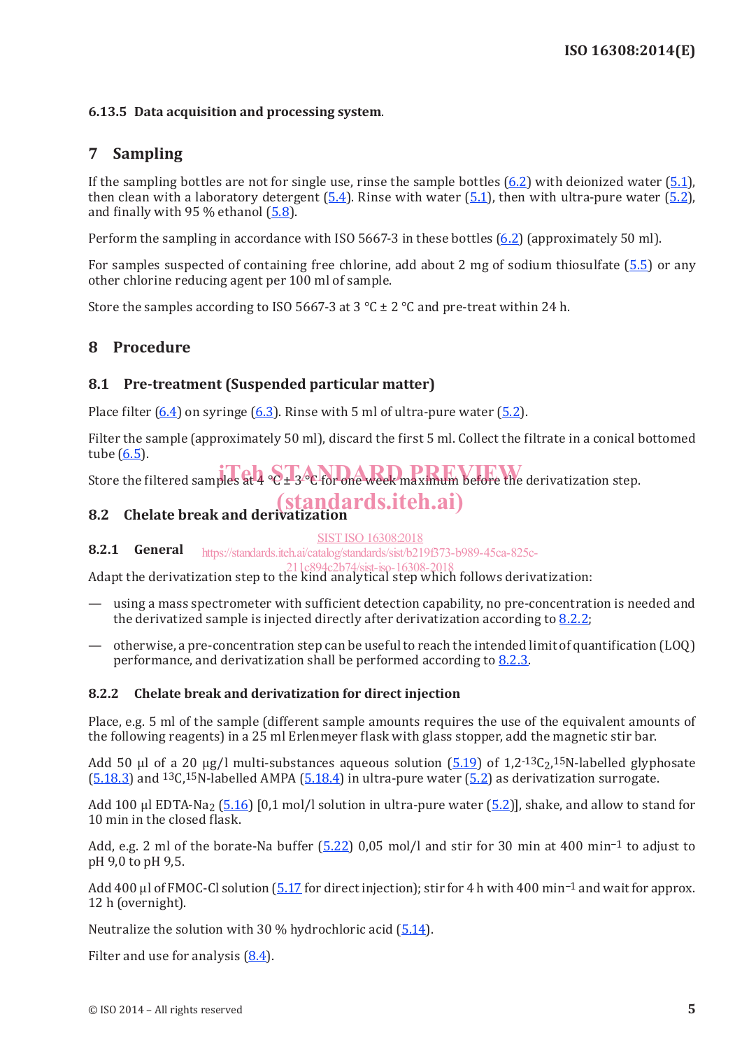**6.13.5 Data acquisition and processing system**.

## 7 Sampling

If the sampling bottles are not for single use, rinse the sample bottles (6.2) with deionized water (5.1), then clean with a laboratory detergent (5.4). Rinse with water (5.1), then with ultra-pure water (5.2), and finally with 95 % ethanol (5.8).

Perform the sampling in accordance with ISO 5667-3 in these bottles (6.2) (approximately 50 ml).

For samples suspected of containing free chlorine, add about 2 mg of sodium thiosulfate (5.5) or any other chlorine reducing agent per 100 ml of sample.

Store the samples according to ISO 5667-3 at 3 °C ± 2 °C and pre-treat within 24 h.

## 8 Procedure

### 8.1 Pre-treatment (Suspended particular matter)

Place filter (6.4) on syringe (6.3). Rinse with 5 ml of ultra-pure water (5.2).

Filter the sample (approximately 50 ml), discard the first 5 ml. Collect the filtrate in a conical bottomed tube (6.5).

Store the filtered samples at 4 °C ± 3 °C for one week maximum before the derivatization step.

### 8.2 Chelate break and derivatization

#### 8.2.1 General

Adapt the derivatization step to the kind analytical step which follows derivatization:

— using a mass spectrometer with sufficient detection capability, no pre-concentration is needed and the derivatized sample is injected directly after derivatization according to 8.2.2;

— otherwise, a pre-concentration step can be useful to reach the intended limit of quantification (LOQ) performance, and derivatization shall be performed according to 8.2.3.

#### 8.2.2 Chelate break and derivatization for direct injection

Place, e.g. 5 ml of the sample (different sample amounts requires the use of the equivalent amounts of the following reagents) in a 25 ml Erlenmeyer flask with glass stopper, add the magnetic stir bar.

Add 50 µl of a 20 µg/l multi-substances aqueous solution (5.19) of 1,2-$^{13}C_2$,$^{15}N$-labelled glyphosate (5.18.3) and $^{13}C$,$^{15}N$-labelled AMPA (5.18.4) in ultra-pure water (5.2) as derivatization surrogate.

Add 100 µl EDTA-$Na_2$ (5.16) [0,1 mol/l solution in ultra-pure water (5.2)], shake, and allow to stand for 10 min in the closed flask.

Add, e.g. 2 ml of the borate-Na buffer (5.22) 0,05 mol/l and stir for 30 min at 400 $min^{-1}$ to adjust to pH 9,0 to pH 9,5.

Add 400 µl of FMOC-Cl solution (5.17 for direct injection); stir for 4 h with 400 $min^{-1}$ and wait for approx. 12 h (overnight).

Neutralize the solution with 30 % hydrochloric acid (5.14).

Filter and use for analysis (8.4).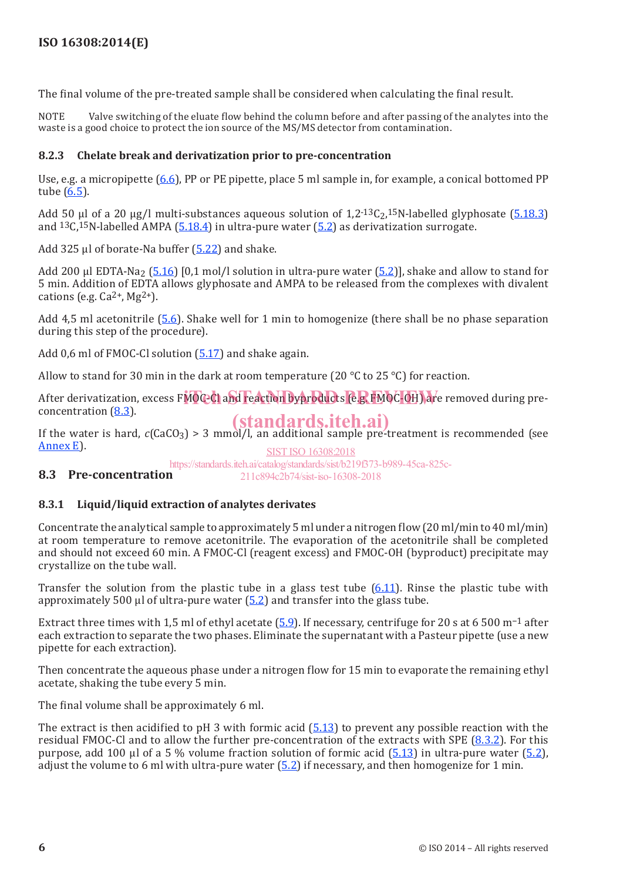The final volume of the pre-treated sample shall be considered when calculating the final result.

NOTE Valve switching of the eluate flow behind the column before and after passing of the analytes into the waste is a good choice to protect the ion source of the MS/MS detector from contamination.

### 8.2.3 Chelate break and derivatization prior to pre-concentration

Use, e.g. a micropipette (6.6), PP or PE pipette, place 5 ml sample in, for example, a conical bottomed PP tube (6.5).

Add 50 µl of a 20 µg/l multi-substances aqueous solution of 1,2-$^{13}C_2$,$^{15}N$-labelled glyphosate (5.18.3) and $^{13}C$,$^{15}N$-labelled AMPA (5.18.4) in ultra-pure water (5.2) as derivatization surrogate.

Add 325 µl of borate-Na buffer (5.22) and shake.

Add 200 µl EDTA-$Na_2$ (5.16) [0,1 mol/l solution in ultra-pure water (5.2)], shake and allow to stand for 5 min. Addition of EDTA allows glyphosate and AMPA to be released from the complexes with divalent cations (e.g. $Ca^{2+}$, $Mg^{2+}$).

Add 4,5 ml acetonitrile (5.6). Shake well for 1 min to homogenize (there shall be no phase separation during this step of the procedure).

Add 0,6 ml of FMOC-Cl solution (5.17) and shake again.

Allow to stand for 30 min in the dark at room temperature (20 °C to 25 °C) for reaction.

After derivatization, excess FMOC-Cl and reaction byproducts (e.g. FMOC-OH) are removed during pre-concentration (8.3).

If the water is hard, $c(CaCO_3)$ > 3 mmol/l, an additional sample pre-treatment is recommended (see Annex E).

## 8.3 Pre-concentration

### 8.3.1 Liquid/liquid extraction of analytes derivates

Concentrate the analytical sample to approximately 5 ml under a nitrogen flow (20 ml/min to 40 ml/min) at room temperature to remove acetonitrile. The evaporation of the acetonitrile shall be completed and should not exceed 60 min. A FMOC-Cl (reagent excess) and FMOC-OH (byproduct) precipitate may crystallize on the tube wall.

Transfer the solution from the plastic tube in a glass test tube (6.11). Rinse the plastic tube with approximately 500 µl of ultra-pure water (5.2) and transfer into the glass tube.

Extract three times with 1,5 ml of ethyl acetate (5.9). If necessary, centrifuge for 20 s at 6 500 $m^{-1}$ after each extraction to separate the two phases. Eliminate the supernatant with a Pasteur pipette (use a new pipette for each extraction).

Then concentrate the aqueous phase under a nitrogen flow for 15 min to evaporate the remaining ethyl acetate, shaking the tube every 5 min.

The final volume shall be approximately 6 ml.

The extract is then acidified to pH 3 with formic acid (5.13) to prevent any possible reaction with the residual FMOC-Cl and to allow the further pre-concentration of the extracts with SPE (8.3.2). For this purpose, add 100 µl of a 5 % volume fraction solution of formic acid (5.13) in ultra-pure water (5.2), adjust the volume to 6 ml with ultra-pure water (5.2) if necessary, and then homogenize for 1 min.